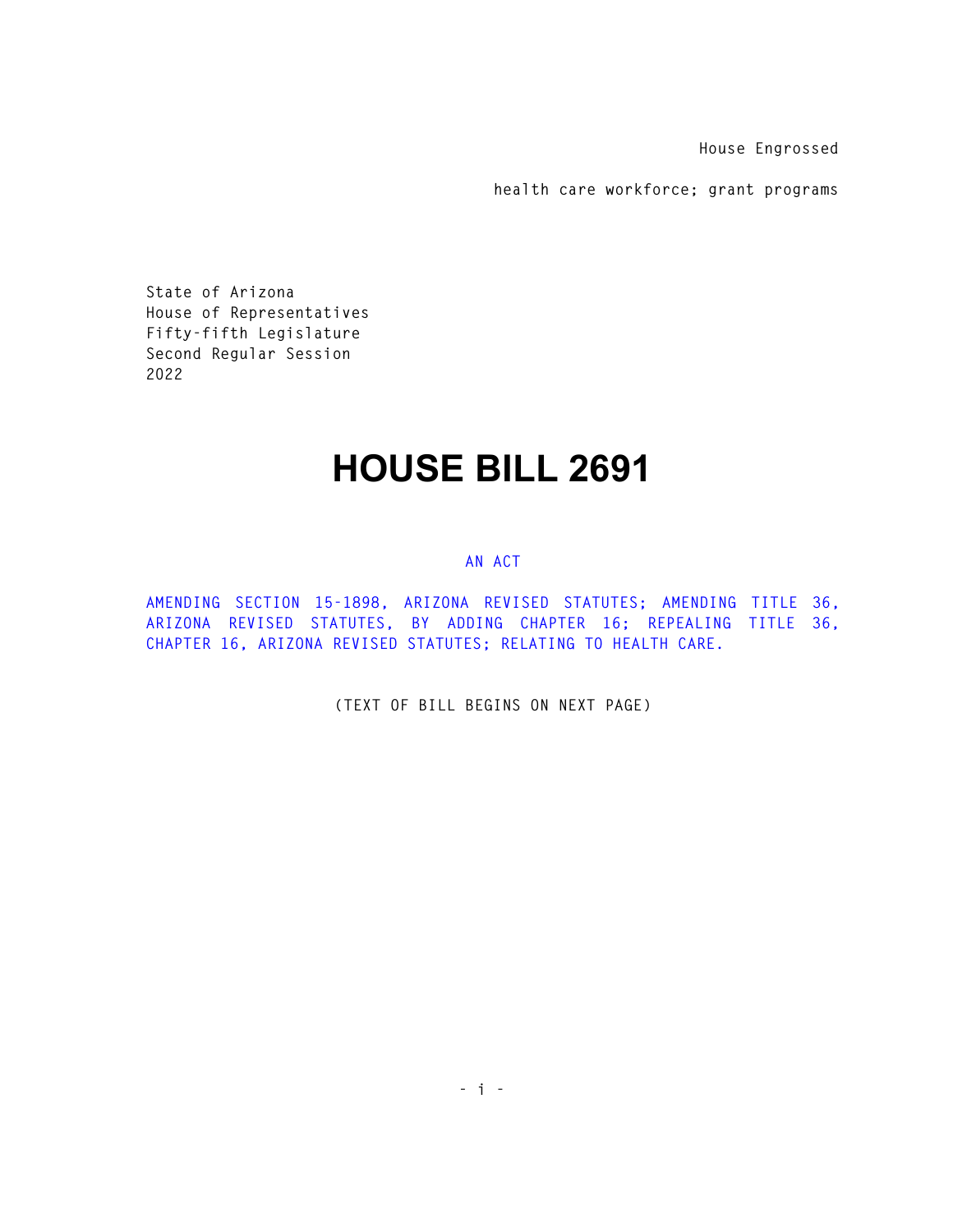House Engrossed

health care workforce; grant programs

State of Arizona
House of Representatives
Fifty-fifth Legislature
Second Regular Session
2022

# HOUSE BILL 2691

AN ACT

AMENDING SECTION 15-1898, ARIZONA REVISED STATUTES; AMENDING TITLE 36, ARIZONA REVISED STATUTES, BY ADDING CHAPTER 16; REPEALING TITLE 36, CHAPTER 16, ARIZONA REVISED STATUTES; RELATING TO HEALTH CARE.

(TEXT OF BILL BEGINS ON NEXT PAGE)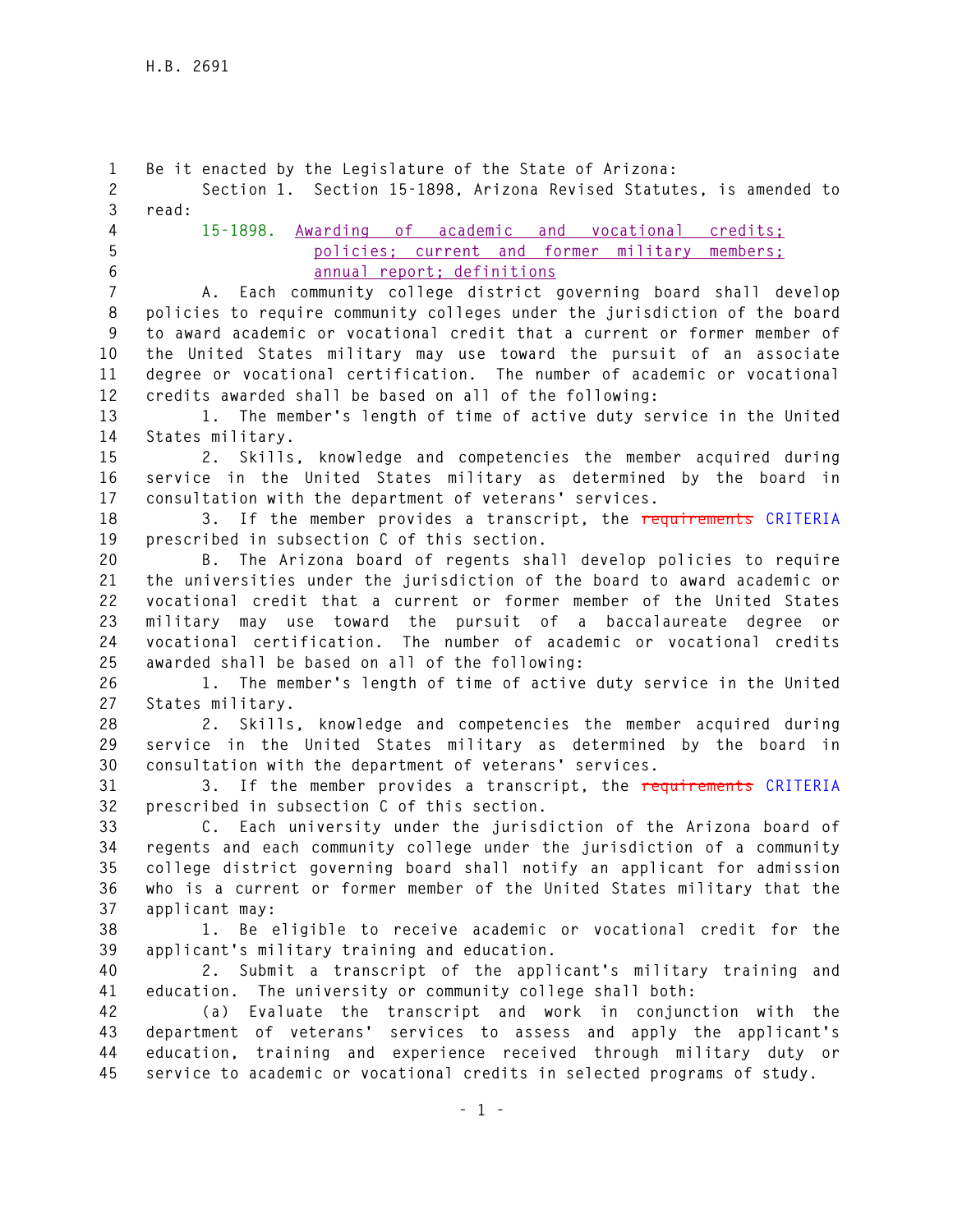Be it enacted by the Legislature of the State of Arizona:

Section 1. Section 15-1898, Arizona Revised Statutes, is amended to read:

15-1898. Awarding of academic and vocational credits; policies; current and former military members; annual report; definitions

A. Each community college district governing board shall develop policies to require community colleges under the jurisdiction of the board to award academic or vocational credit that a current or former member of the United States military may use toward the pursuit of an associate degree or vocational certification. The number of academic or vocational credits awarded shall be based on all of the following:

1. The member's length of time of active duty service in the United States military.

2. Skills, knowledge and competencies the member acquired during service in the United States military as determined by the board in consultation with the department of veterans' services.

3. If the member provides a transcript, the ~~requirements~~ CRITERIA prescribed in subsection C of this section.

B. The Arizona board of regents shall develop policies to require the universities under the jurisdiction of the board to award academic or vocational credit that a current or former member of the United States military may use toward the pursuit of a baccalaureate degree or vocational certification. The number of academic or vocational credits awarded shall be based on all of the following:

1. The member's length of time of active duty service in the United States military.

2. Skills, knowledge and competencies the member acquired during service in the United States military as determined by the board in consultation with the department of veterans' services.

3. If the member provides a transcript, the ~~requirements~~ CRITERIA prescribed in subsection C of this section.

C. Each university under the jurisdiction of the Arizona board of regents and each community college under the jurisdiction of a community college district governing board shall notify an applicant for admission who is a current or former member of the United States military that the applicant may:

1. Be eligible to receive academic or vocational credit for the applicant's military training and education.

2. Submit a transcript of the applicant's military training and education. The university or community college shall both:

(a) Evaluate the transcript and work in conjunction with the department of veterans' services to assess and apply the applicant's education, training and experience received through military duty or service to academic or vocational credits in selected programs of study.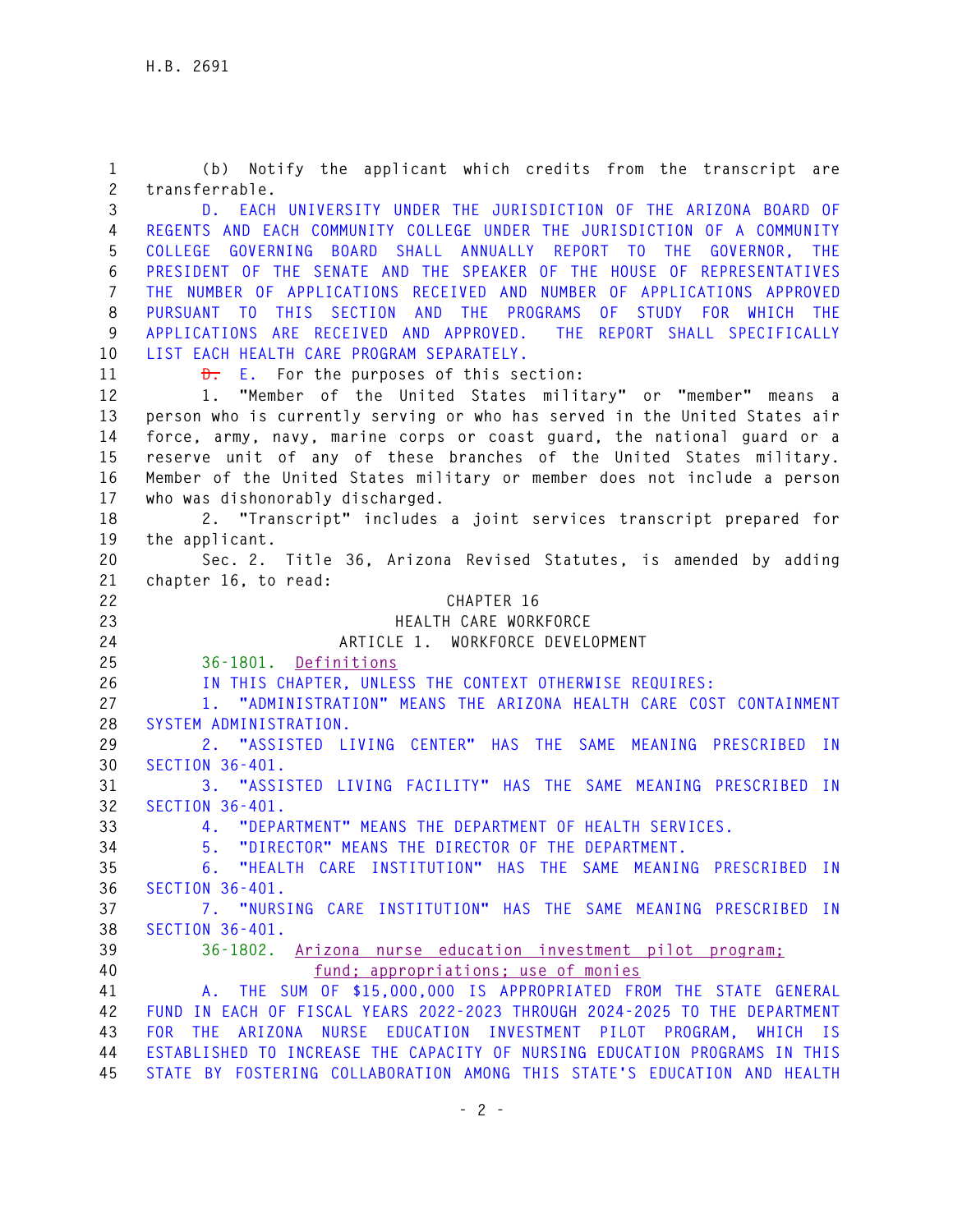(b) Notify the applicant which credits from the transcript are transferrable.

D. EACH UNIVERSITY UNDER THE JURISDICTION OF THE ARIZONA BOARD OF REGENTS AND EACH COMMUNITY COLLEGE UNDER THE JURISDICTION OF A COMMUNITY COLLEGE GOVERNING BOARD SHALL ANNUALLY REPORT TO THE GOVERNOR, THE PRESIDENT OF THE SENATE AND THE SPEAKER OF THE HOUSE OF REPRESENTATIVES THE NUMBER OF APPLICATIONS RECEIVED AND NUMBER OF APPLICATIONS APPROVED PURSUANT TO THIS SECTION AND THE PROGRAMS OF STUDY FOR WHICH THE APPLICATIONS ARE RECEIVED AND APPROVED. THE REPORT SHALL SPECIFICALLY LIST EACH HEALTH CARE PROGRAM SEPARATELY.

~~D.~~ E. For the purposes of this section:

1. "Member of the United States military" or "member" means a person who is currently serving or who has served in the United States air force, army, navy, marine corps or coast guard, the national guard or a reserve unit of any of these branches of the United States military. Member of the United States military or member does not include a person who was dishonorably discharged.

2. "Transcript" includes a joint services transcript prepared for the applicant.

Sec. 2. Title 36, Arizona Revised Statutes, is amended by adding chapter 16, to read:

CHAPTER 16
HEALTH CARE WORKFORCE
ARTICLE 1. WORKFORCE DEVELOPMENT

36-1801. Definitions

IN THIS CHAPTER, UNLESS THE CONTEXT OTHERWISE REQUIRES:

1. "ADMINISTRATION" MEANS THE ARIZONA HEALTH CARE COST CONTAINMENT SYSTEM ADMINISTRATION.

2. "ASSISTED LIVING CENTER" HAS THE SAME MEANING PRESCRIBED IN SECTION 36-401.

3. "ASSISTED LIVING FACILITY" HAS THE SAME MEANING PRESCRIBED IN SECTION 36-401.

4. "DEPARTMENT" MEANS THE DEPARTMENT OF HEALTH SERVICES.

5. "DIRECTOR" MEANS THE DIRECTOR OF THE DEPARTMENT.

6. "HEALTH CARE INSTITUTION" HAS THE SAME MEANING PRESCRIBED IN SECTION 36-401.

7. "NURSING CARE INSTITUTION" HAS THE SAME MEANING PRESCRIBED IN SECTION 36-401.

36-1802. Arizona nurse education investment pilot program; fund; appropriations; use of monies

A. THE SUM OF $15,000,000 IS APPROPRIATED FROM THE STATE GENERAL FUND IN EACH OF FISCAL YEARS 2022-2023 THROUGH 2024-2025 TO THE DEPARTMENT FOR THE ARIZONA NURSE EDUCATION INVESTMENT PILOT PROGRAM, WHICH IS ESTABLISHED TO INCREASE THE CAPACITY OF NURSING EDUCATION PROGRAMS IN THIS STATE BY FOSTERING COLLABORATION AMONG THIS STATE'S EDUCATION AND HEALTH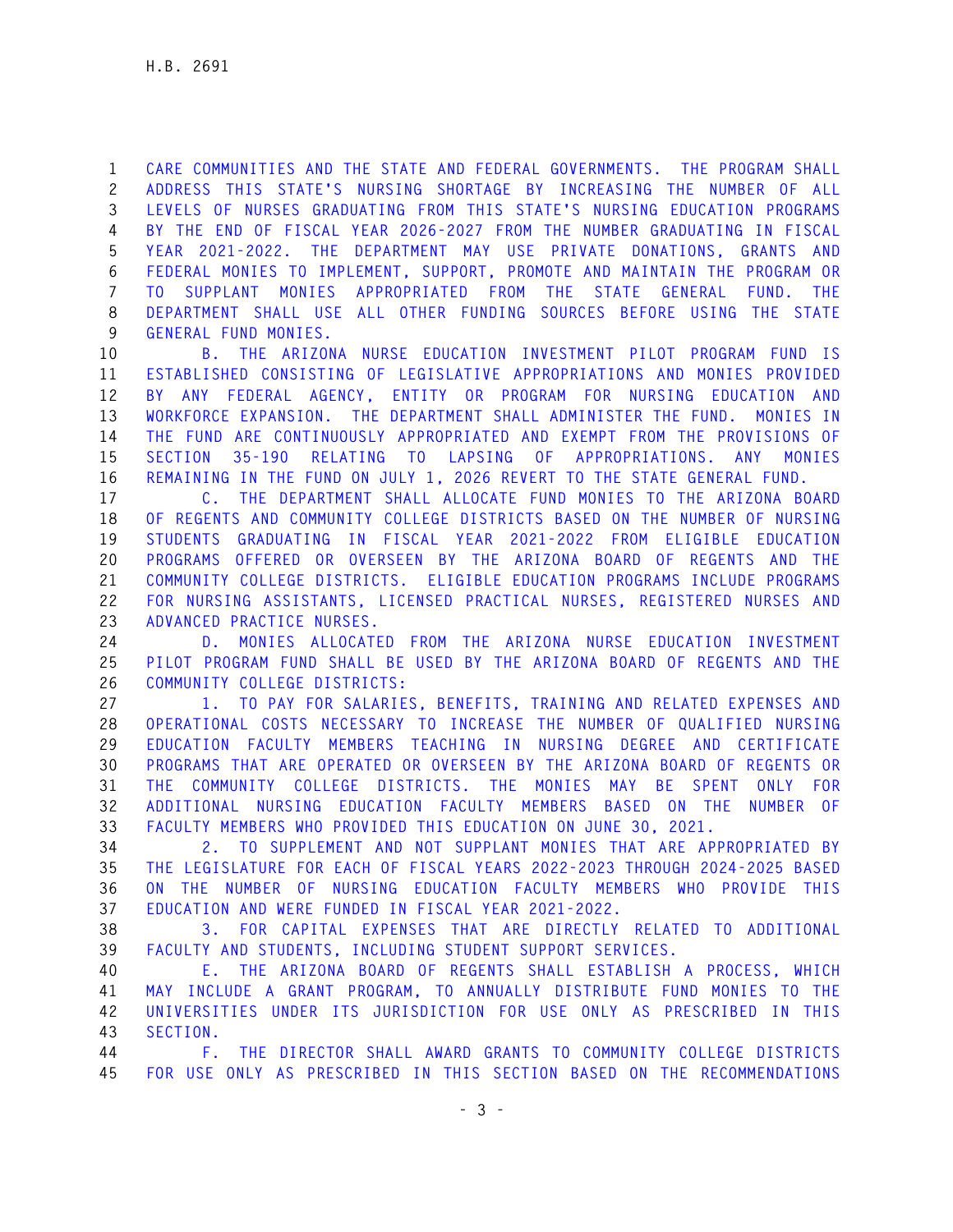CARE COMMUNITIES AND THE STATE AND FEDERAL GOVERNMENTS. THE PROGRAM SHALL ADDRESS THIS STATE'S NURSING SHORTAGE BY INCREASING THE NUMBER OF ALL LEVELS OF NURSES GRADUATING FROM THIS STATE'S NURSING EDUCATION PROGRAMS BY THE END OF FISCAL YEAR 2026-2027 FROM THE NUMBER GRADUATING IN FISCAL YEAR 2021-2022. THE DEPARTMENT MAY USE PRIVATE DONATIONS, GRANTS AND FEDERAL MONIES TO IMPLEMENT, SUPPORT, PROMOTE AND MAINTAIN THE PROGRAM OR TO SUPPLANT MONIES APPROPRIATED FROM THE STATE GENERAL FUND. THE DEPARTMENT SHALL USE ALL OTHER FUNDING SOURCES BEFORE USING THE STATE GENERAL FUND MONIES.

B. THE ARIZONA NURSE EDUCATION INVESTMENT PILOT PROGRAM FUND IS ESTABLISHED CONSISTING OF LEGISLATIVE APPROPRIATIONS AND MONIES PROVIDED BY ANY FEDERAL AGENCY, ENTITY OR PROGRAM FOR NURSING EDUCATION AND WORKFORCE EXPANSION. THE DEPARTMENT SHALL ADMINISTER THE FUND. MONIES IN THE FUND ARE CONTINUOUSLY APPROPRIATED AND EXEMPT FROM THE PROVISIONS OF SECTION 35-190 RELATING TO LAPSING OF APPROPRIATIONS. ANY MONIES REMAINING IN THE FUND ON JULY 1, 2026 REVERT TO THE STATE GENERAL FUND.

C. THE DEPARTMENT SHALL ALLOCATE FUND MONIES TO THE ARIZONA BOARD OF REGENTS AND COMMUNITY COLLEGE DISTRICTS BASED ON THE NUMBER OF NURSING STUDENTS GRADUATING IN FISCAL YEAR 2021-2022 FROM ELIGIBLE EDUCATION PROGRAMS OFFERED OR OVERSEEN BY THE ARIZONA BOARD OF REGENTS AND THE COMMUNITY COLLEGE DISTRICTS. ELIGIBLE EDUCATION PROGRAMS INCLUDE PROGRAMS FOR NURSING ASSISTANTS, LICENSED PRACTICAL NURSES, REGISTERED NURSES AND ADVANCED PRACTICE NURSES.

D. MONIES ALLOCATED FROM THE ARIZONA NURSE EDUCATION INVESTMENT PILOT PROGRAM FUND SHALL BE USED BY THE ARIZONA BOARD OF REGENTS AND THE COMMUNITY COLLEGE DISTRICTS:

1. TO PAY FOR SALARIES, BENEFITS, TRAINING AND RELATED EXPENSES AND OPERATIONAL COSTS NECESSARY TO INCREASE THE NUMBER OF QUALIFIED NURSING EDUCATION FACULTY MEMBERS TEACHING IN NURSING DEGREE AND CERTIFICATE PROGRAMS THAT ARE OPERATED OR OVERSEEN BY THE ARIZONA BOARD OF REGENTS OR THE COMMUNITY COLLEGE DISTRICTS. THE MONIES MAY BE SPENT ONLY FOR ADDITIONAL NURSING EDUCATION FACULTY MEMBERS BASED ON THE NUMBER OF FACULTY MEMBERS WHO PROVIDED THIS EDUCATION ON JUNE 30, 2021.

2. TO SUPPLEMENT AND NOT SUPPLANT MONIES THAT ARE APPROPRIATED BY THE LEGISLATURE FOR EACH OF FISCAL YEARS 2022-2023 THROUGH 2024-2025 BASED ON THE NUMBER OF NURSING EDUCATION FACULTY MEMBERS WHO PROVIDE THIS EDUCATION AND WERE FUNDED IN FISCAL YEAR 2021-2022.

3. FOR CAPITAL EXPENSES THAT ARE DIRECTLY RELATED TO ADDITIONAL FACULTY AND STUDENTS, INCLUDING STUDENT SUPPORT SERVICES.

E. THE ARIZONA BOARD OF REGENTS SHALL ESTABLISH A PROCESS, WHICH MAY INCLUDE A GRANT PROGRAM, TO ANNUALLY DISTRIBUTE FUND MONIES TO THE UNIVERSITIES UNDER ITS JURISDICTION FOR USE ONLY AS PRESCRIBED IN THIS SECTION.

F. THE DIRECTOR SHALL AWARD GRANTS TO COMMUNITY COLLEGE DISTRICTS FOR USE ONLY AS PRESCRIBED IN THIS SECTION BASED ON THE RECOMMENDATIONS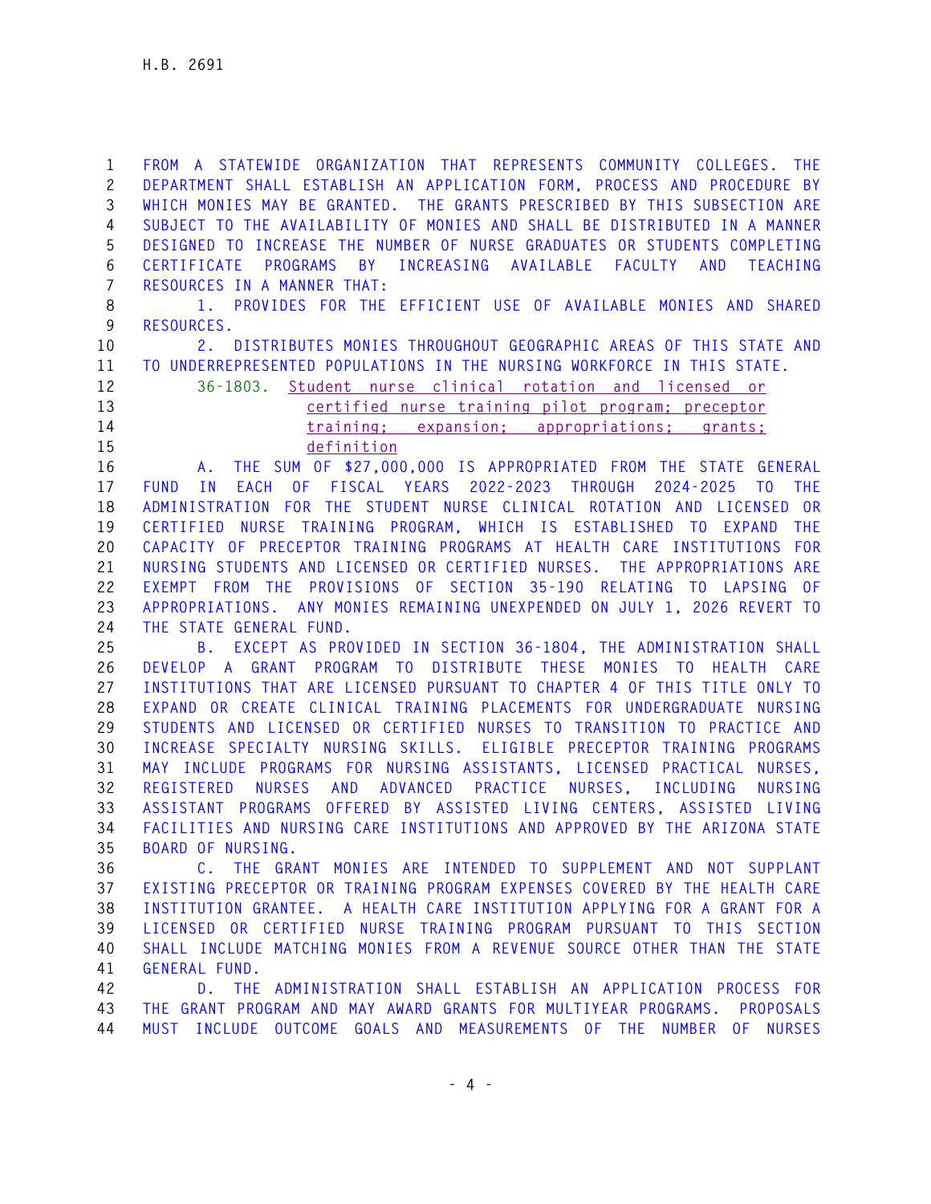FROM A STATEWIDE ORGANIZATION THAT REPRESENTS COMMUNITY COLLEGES. THE DEPARTMENT SHALL ESTABLISH AN APPLICATION FORM, PROCESS AND PROCEDURE BY WHICH MONIES MAY BE GRANTED. THE GRANTS PRESCRIBED BY THIS SUBSECTION ARE SUBJECT TO THE AVAILABILITY OF MONIES AND SHALL BE DISTRIBUTED IN A MANNER DESIGNED TO INCREASE THE NUMBER OF NURSE GRADUATES OR STUDENTS COMPLETING CERTIFICATE PROGRAMS BY INCREASING AVAILABLE FACULTY AND TEACHING RESOURCES IN A MANNER THAT:

1. PROVIDES FOR THE EFFICIENT USE OF AVAILABLE MONIES AND SHARED RESOURCES.

2. DISTRIBUTES MONIES THROUGHOUT GEOGRAPHIC AREAS OF THIS STATE AND TO UNDERREPRESENTED POPULATIONS IN THE NURSING WORKFORCE IN THIS STATE.

36-1803. Student nurse clinical rotation and licensed or certified nurse training pilot program; preceptor training; expansion; appropriations; grants; definition

A. THE SUM OF $27,000,000 IS APPROPRIATED FROM THE STATE GENERAL FUND IN EACH OF FISCAL YEARS 2022-2023 THROUGH 2024-2025 TO THE ADMINISTRATION FOR THE STUDENT NURSE CLINICAL ROTATION AND LICENSED OR CERTIFIED NURSE TRAINING PROGRAM, WHICH IS ESTABLISHED TO EXPAND THE CAPACITY OF PRECEPTOR TRAINING PROGRAMS AT HEALTH CARE INSTITUTIONS FOR NURSING STUDENTS AND LICENSED OR CERTIFIED NURSES. THE APPROPRIATIONS ARE EXEMPT FROM THE PROVISIONS OF SECTION 35-190 RELATING TO LAPSING OF APPROPRIATIONS. ANY MONIES REMAINING UNEXPENDED ON JULY 1, 2026 REVERT TO THE STATE GENERAL FUND.

B. EXCEPT AS PROVIDED IN SECTION 36-1804, THE ADMINISTRATION SHALL DEVELOP A GRANT PROGRAM TO DISTRIBUTE THESE MONIES TO HEALTH CARE INSTITUTIONS THAT ARE LICENSED PURSUANT TO CHAPTER 4 OF THIS TITLE ONLY TO EXPAND OR CREATE CLINICAL TRAINING PLACEMENTS FOR UNDERGRADUATE NURSING STUDENTS AND LICENSED OR CERTIFIED NURSES TO TRANSITION TO PRACTICE AND INCREASE SPECIALTY NURSING SKILLS. ELIGIBLE PRECEPTOR TRAINING PROGRAMS MAY INCLUDE PROGRAMS FOR NURSING ASSISTANTS, LICENSED PRACTICAL NURSES, REGISTERED NURSES AND ADVANCED PRACTICE NURSES, INCLUDING NURSING ASSISTANT PROGRAMS OFFERED BY ASSISTED LIVING CENTERS, ASSISTED LIVING FACILITIES AND NURSING CARE INSTITUTIONS AND APPROVED BY THE ARIZONA STATE BOARD OF NURSING.

C. THE GRANT MONIES ARE INTENDED TO SUPPLEMENT AND NOT SUPPLANT EXISTING PRECEPTOR OR TRAINING PROGRAM EXPENSES COVERED BY THE HEALTH CARE INSTITUTION GRANTEE. A HEALTH CARE INSTITUTION APPLYING FOR A GRANT FOR A LICENSED OR CERTIFIED NURSE TRAINING PROGRAM PURSUANT TO THIS SECTION SHALL INCLUDE MATCHING MONIES FROM A REVENUE SOURCE OTHER THAN THE STATE GENERAL FUND.

D. THE ADMINISTRATION SHALL ESTABLISH AN APPLICATION PROCESS FOR THE GRANT PROGRAM AND MAY AWARD GRANTS FOR MULTIYEAR PROGRAMS. PROPOSALS MUST INCLUDE OUTCOME GOALS AND MEASUREMENTS OF THE NUMBER OF NURSES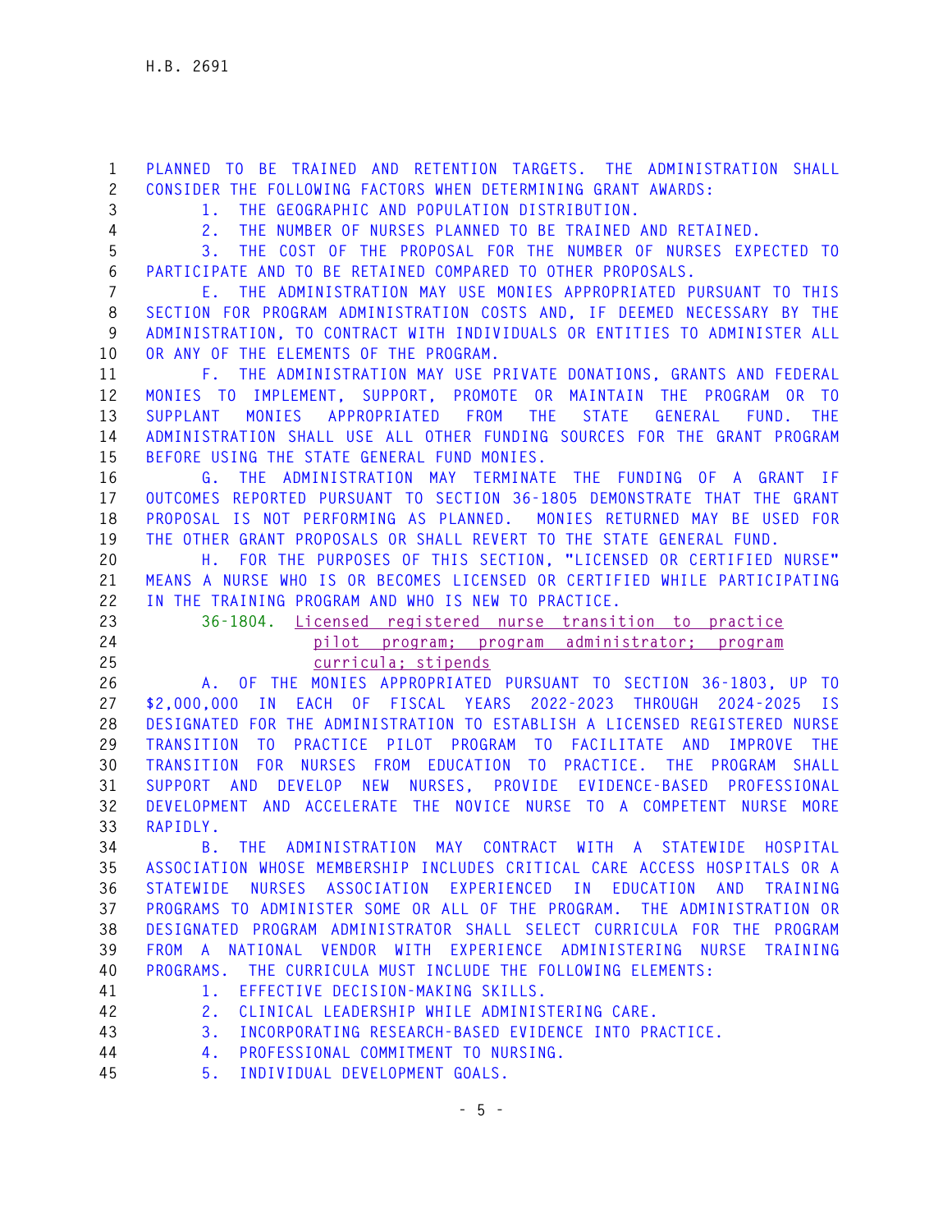PLANNED TO BE TRAINED AND RETENTION TARGETS. THE ADMINISTRATION SHALL CONSIDER THE FOLLOWING FACTORS WHEN DETERMINING GRANT AWARDS:

1. THE GEOGRAPHIC AND POPULATION DISTRIBUTION.
2. THE NUMBER OF NURSES PLANNED TO BE TRAINED AND RETAINED.
3. THE COST OF THE PROPOSAL FOR THE NUMBER OF NURSES EXPECTED TO PARTICIPATE AND TO BE RETAINED COMPARED TO OTHER PROPOSALS.

E. THE ADMINISTRATION MAY USE MONIES APPROPRIATED PURSUANT TO THIS SECTION FOR PROGRAM ADMINISTRATION COSTS AND, IF DEEMED NECESSARY BY THE ADMINISTRATION, TO CONTRACT WITH INDIVIDUALS OR ENTITIES TO ADMINISTER ALL OR ANY OF THE ELEMENTS OF THE PROGRAM.

F. THE ADMINISTRATION MAY USE PRIVATE DONATIONS, GRANTS AND FEDERAL MONIES TO IMPLEMENT, SUPPORT, PROMOTE OR MAINTAIN THE PROGRAM OR TO SUPPLANT MONIES APPROPRIATED FROM THE STATE GENERAL FUND. THE ADMINISTRATION SHALL USE ALL OTHER FUNDING SOURCES FOR THE GRANT PROGRAM BEFORE USING THE STATE GENERAL FUND MONIES.

G. THE ADMINISTRATION MAY TERMINATE THE FUNDING OF A GRANT IF OUTCOMES REPORTED PURSUANT TO SECTION 36-1805 DEMONSTRATE THAT THE GRANT PROPOSAL IS NOT PERFORMING AS PLANNED. MONIES RETURNED MAY BE USED FOR THE OTHER GRANT PROPOSALS OR SHALL REVERT TO THE STATE GENERAL FUND.

H. FOR THE PURPOSES OF THIS SECTION, "LICENSED OR CERTIFIED NURSE" MEANS A NURSE WHO IS OR BECOMES LICENSED OR CERTIFIED WHILE PARTICIPATING IN THE TRAINING PROGRAM AND WHO IS NEW TO PRACTICE.

36-1804. Licensed registered nurse transition to practice pilot program; program administrator; program curricula; stipends

A. OF THE MONIES APPROPRIATED PURSUANT TO SECTION 36-1803, UP TO $2,000,000 IN EACH OF FISCAL YEARS 2022-2023 THROUGH 2024-2025 IS DESIGNATED FOR THE ADMINISTRATION TO ESTABLISH A LICENSED REGISTERED NURSE TRANSITION TO PRACTICE PILOT PROGRAM TO FACILITATE AND IMPROVE THE TRANSITION FOR NURSES FROM EDUCATION TO PRACTICE. THE PROGRAM SHALL SUPPORT AND DEVELOP NEW NURSES, PROVIDE EVIDENCE-BASED PROFESSIONAL DEVELOPMENT AND ACCELERATE THE NOVICE NURSE TO A COMPETENT NURSE MORE RAPIDLY.

B. THE ADMINISTRATION MAY CONTRACT WITH A STATEWIDE HOSPITAL ASSOCIATION WHOSE MEMBERSHIP INCLUDES CRITICAL CARE ACCESS HOSPITALS OR A STATEWIDE NURSES ASSOCIATION EXPERIENCED IN EDUCATION AND TRAINING PROGRAMS TO ADMINISTER SOME OR ALL OF THE PROGRAM. THE ADMINISTRATION OR DESIGNATED PROGRAM ADMINISTRATOR SHALL SELECT CURRICULA FOR THE PROGRAM FROM A NATIONAL VENDOR WITH EXPERIENCE ADMINISTERING NURSE TRAINING PROGRAMS. THE CURRICULA MUST INCLUDE THE FOLLOWING ELEMENTS:

1. EFFECTIVE DECISION-MAKING SKILLS.
2. CLINICAL LEADERSHIP WHILE ADMINISTERING CARE.
3. INCORPORATING RESEARCH-BASED EVIDENCE INTO PRACTICE.
4. PROFESSIONAL COMMITMENT TO NURSING.
5. INDIVIDUAL DEVELOPMENT GOALS.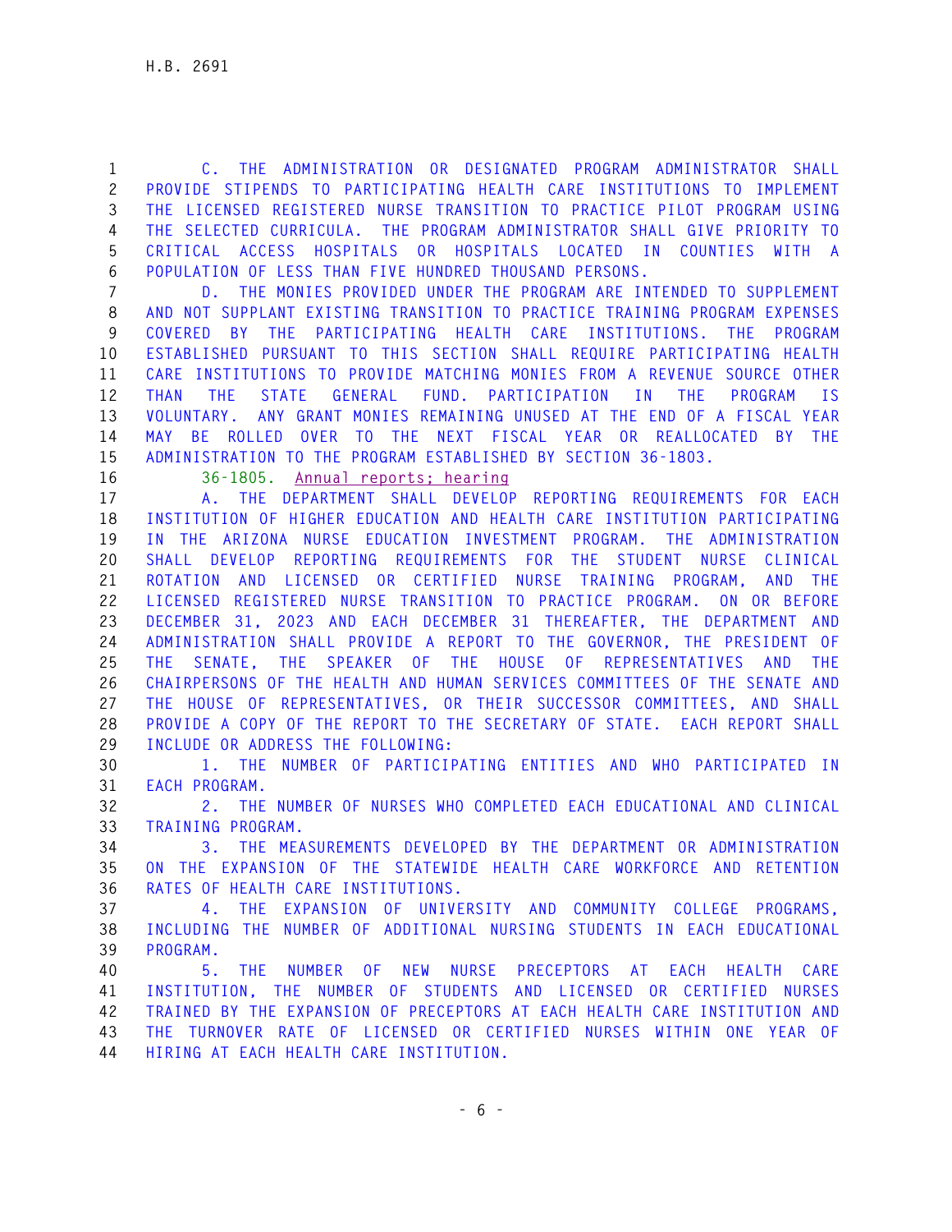C. THE ADMINISTRATION OR DESIGNATED PROGRAM ADMINISTRATOR SHALL PROVIDE STIPENDS TO PARTICIPATING HEALTH CARE INSTITUTIONS TO IMPLEMENT THE LICENSED REGISTERED NURSE TRANSITION TO PRACTICE PILOT PROGRAM USING THE SELECTED CURRICULA. THE PROGRAM ADMINISTRATOR SHALL GIVE PRIORITY TO CRITICAL ACCESS HOSPITALS OR HOSPITALS LOCATED IN COUNTIES WITH A POPULATION OF LESS THAN FIVE HUNDRED THOUSAND PERSONS.

D. THE MONIES PROVIDED UNDER THE PROGRAM ARE INTENDED TO SUPPLEMENT AND NOT SUPPLANT EXISTING TRANSITION TO PRACTICE TRAINING PROGRAM EXPENSES COVERED BY THE PARTICIPATING HEALTH CARE INSTITUTIONS. THE PROGRAM ESTABLISHED PURSUANT TO THIS SECTION SHALL REQUIRE PARTICIPATING HEALTH CARE INSTITUTIONS TO PROVIDE MATCHING MONIES FROM A REVENUE SOURCE OTHER THAN THE STATE GENERAL FUND. PARTICIPATION IN THE PROGRAM IS VOLUNTARY. ANY GRANT MONIES REMAINING UNUSED AT THE END OF A FISCAL YEAR MAY BE ROLLED OVER TO THE NEXT FISCAL YEAR OR REALLOCATED BY THE ADMINISTRATION TO THE PROGRAM ESTABLISHED BY SECTION 36-1803.

36-1805. Annual reports; hearing

A. THE DEPARTMENT SHALL DEVELOP REPORTING REQUIREMENTS FOR EACH INSTITUTION OF HIGHER EDUCATION AND HEALTH CARE INSTITUTION PARTICIPATING IN THE ARIZONA NURSE EDUCATION INVESTMENT PROGRAM. THE ADMINISTRATION SHALL DEVELOP REPORTING REQUIREMENTS FOR THE STUDENT NURSE CLINICAL ROTATION AND LICENSED OR CERTIFIED NURSE TRAINING PROGRAM, AND THE LICENSED REGISTERED NURSE TRANSITION TO PRACTICE PROGRAM. ON OR BEFORE DECEMBER 31, 2023 AND EACH DECEMBER 31 THEREAFTER, THE DEPARTMENT AND ADMINISTRATION SHALL PROVIDE A REPORT TO THE GOVERNOR, THE PRESIDENT OF THE SENATE, THE SPEAKER OF THE HOUSE OF REPRESENTATIVES AND THE CHAIRPERSONS OF THE HEALTH AND HUMAN SERVICES COMMITTEES OF THE SENATE AND THE HOUSE OF REPRESENTATIVES, OR THEIR SUCCESSOR COMMITTEES, AND SHALL PROVIDE A COPY OF THE REPORT TO THE SECRETARY OF STATE. EACH REPORT SHALL INCLUDE OR ADDRESS THE FOLLOWING:

1. THE NUMBER OF PARTICIPATING ENTITIES AND WHO PARTICIPATED IN EACH PROGRAM.

2. THE NUMBER OF NURSES WHO COMPLETED EACH EDUCATIONAL AND CLINICAL TRAINING PROGRAM.

3. THE MEASUREMENTS DEVELOPED BY THE DEPARTMENT OR ADMINISTRATION ON THE EXPANSION OF THE STATEWIDE HEALTH CARE WORKFORCE AND RETENTION RATES OF HEALTH CARE INSTITUTIONS.

4. THE EXPANSION OF UNIVERSITY AND COMMUNITY COLLEGE PROGRAMS, INCLUDING THE NUMBER OF ADDITIONAL NURSING STUDENTS IN EACH EDUCATIONAL PROGRAM.

5. THE NUMBER OF NEW NURSE PRECEPTORS AT EACH HEALTH CARE INSTITUTION, THE NUMBER OF STUDENTS AND LICENSED OR CERTIFIED NURSES TRAINED BY THE EXPANSION OF PRECEPTORS AT EACH HEALTH CARE INSTITUTION AND THE TURNOVER RATE OF LICENSED OR CERTIFIED NURSES WITHIN ONE YEAR OF HIRING AT EACH HEALTH CARE INSTITUTION.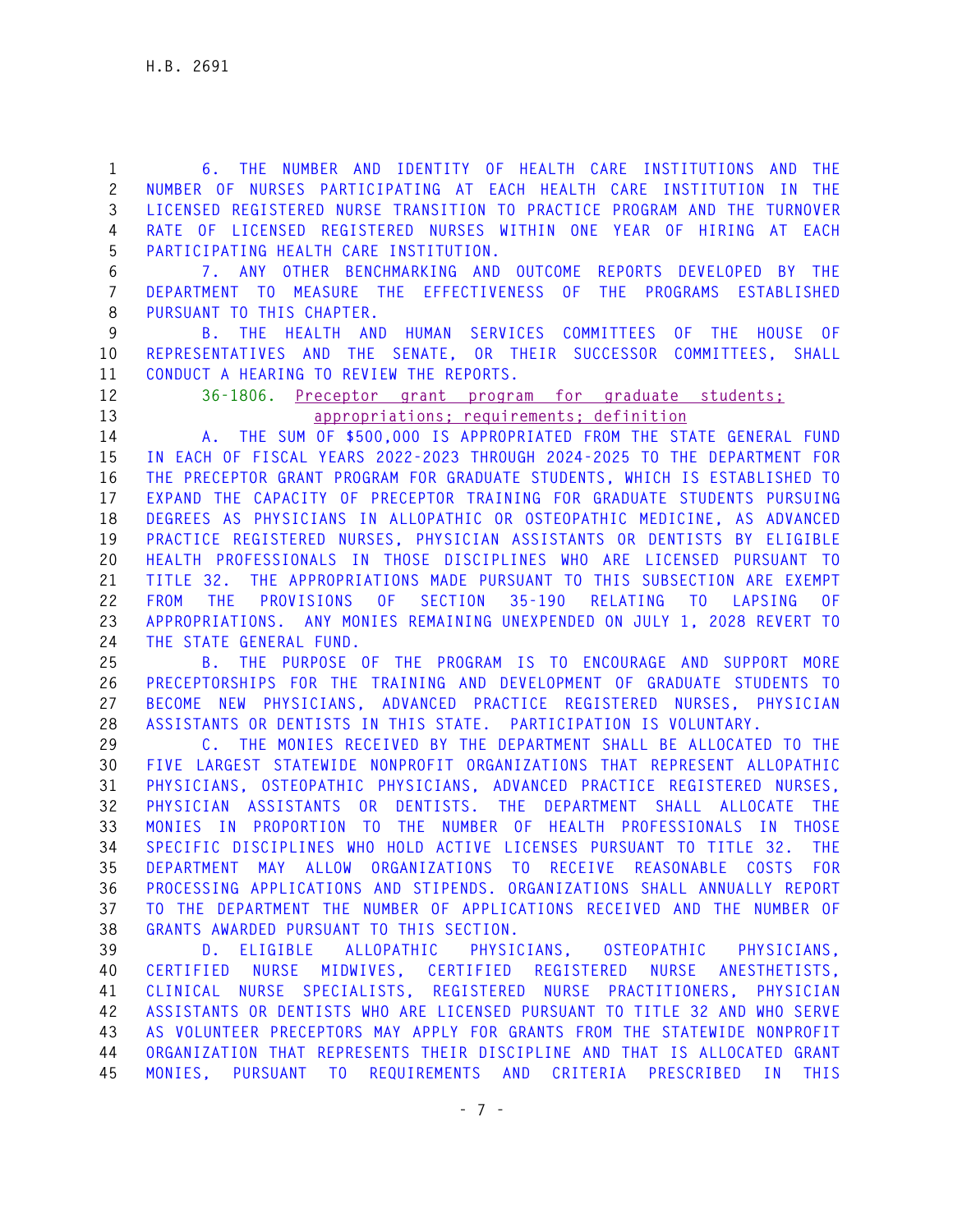6. THE NUMBER AND IDENTITY OF HEALTH CARE INSTITUTIONS AND THE NUMBER OF NURSES PARTICIPATING AT EACH HEALTH CARE INSTITUTION IN THE LICENSED REGISTERED NURSE TRANSITION TO PRACTICE PROGRAM AND THE TURNOVER RATE OF LICENSED REGISTERED NURSES WITHIN ONE YEAR OF HIRING AT EACH PARTICIPATING HEALTH CARE INSTITUTION.

7. ANY OTHER BENCHMARKING AND OUTCOME REPORTS DEVELOPED BY THE DEPARTMENT TO MEASURE THE EFFECTIVENESS OF THE PROGRAMS ESTABLISHED PURSUANT TO THIS CHAPTER.

B. THE HEALTH AND HUMAN SERVICES COMMITTEES OF THE HOUSE OF REPRESENTATIVES AND THE SENATE, OR THEIR SUCCESSOR COMMITTEES, SHALL CONDUCT A HEARING TO REVIEW THE REPORTS.

36-1806. Preceptor grant program for graduate students; appropriations; requirements; definition

A. THE SUM OF $500,000 IS APPROPRIATED FROM THE STATE GENERAL FUND IN EACH OF FISCAL YEARS 2022-2023 THROUGH 2024-2025 TO THE DEPARTMENT FOR THE PRECEPTOR GRANT PROGRAM FOR GRADUATE STUDENTS, WHICH IS ESTABLISHED TO EXPAND THE CAPACITY OF PRECEPTOR TRAINING FOR GRADUATE STUDENTS PURSUING DEGREES AS PHYSICIANS IN ALLOPATHIC OR OSTEOPATHIC MEDICINE, AS ADVANCED PRACTICE REGISTERED NURSES, PHYSICIAN ASSISTANTS OR DENTISTS BY ELIGIBLE HEALTH PROFESSIONALS IN THOSE DISCIPLINES WHO ARE LICENSED PURSUANT TO TITLE 32. THE APPROPRIATIONS MADE PURSUANT TO THIS SUBSECTION ARE EXEMPT FROM THE PROVISIONS OF SECTION 35-190 RELATING TO LAPSING OF APPROPRIATIONS. ANY MONIES REMAINING UNEXPENDED ON JULY 1, 2028 REVERT TO THE STATE GENERAL FUND.

B. THE PURPOSE OF THE PROGRAM IS TO ENCOURAGE AND SUPPORT MORE PRECEPTORSHIPS FOR THE TRAINING AND DEVELOPMENT OF GRADUATE STUDENTS TO BECOME NEW PHYSICIANS, ADVANCED PRACTICE REGISTERED NURSES, PHYSICIAN ASSISTANTS OR DENTISTS IN THIS STATE. PARTICIPATION IS VOLUNTARY.

C. THE MONIES RECEIVED BY THE DEPARTMENT SHALL BE ALLOCATED TO THE FIVE LARGEST STATEWIDE NONPROFIT ORGANIZATIONS THAT REPRESENT ALLOPATHIC PHYSICIANS, OSTEOPATHIC PHYSICIANS, ADVANCED PRACTICE REGISTERED NURSES, PHYSICIAN ASSISTANTS OR DENTISTS. THE DEPARTMENT SHALL ALLOCATE THE MONIES IN PROPORTION TO THE NUMBER OF HEALTH PROFESSIONALS IN THOSE SPECIFIC DISCIPLINES WHO HOLD ACTIVE LICENSES PURSUANT TO TITLE 32. THE DEPARTMENT MAY ALLOW ORGANIZATIONS TO RECEIVE REASONABLE COSTS FOR PROCESSING APPLICATIONS AND STIPENDS. ORGANIZATIONS SHALL ANNUALLY REPORT TO THE DEPARTMENT THE NUMBER OF APPLICATIONS RECEIVED AND THE NUMBER OF GRANTS AWARDED PURSUANT TO THIS SECTION.

D. ELIGIBLE ALLOPATHIC PHYSICIANS, OSTEOPATHIC PHYSICIANS, CERTIFIED NURSE MIDWIVES, CERTIFIED REGISTERED NURSE ANESTHETISTS, CLINICAL NURSE SPECIALISTS, REGISTERED NURSE PRACTITIONERS, PHYSICIAN ASSISTANTS OR DENTISTS WHO ARE LICENSED PURSUANT TO TITLE 32 AND WHO SERVE AS VOLUNTEER PRECEPTORS MAY APPLY FOR GRANTS FROM THE STATEWIDE NONPROFIT ORGANIZATION THAT REPRESENTS THEIR DISCIPLINE AND THAT IS ALLOCATED GRANT MONIES, PURSUANT TO REQUIREMENTS AND CRITERIA PRESCRIBED IN THIS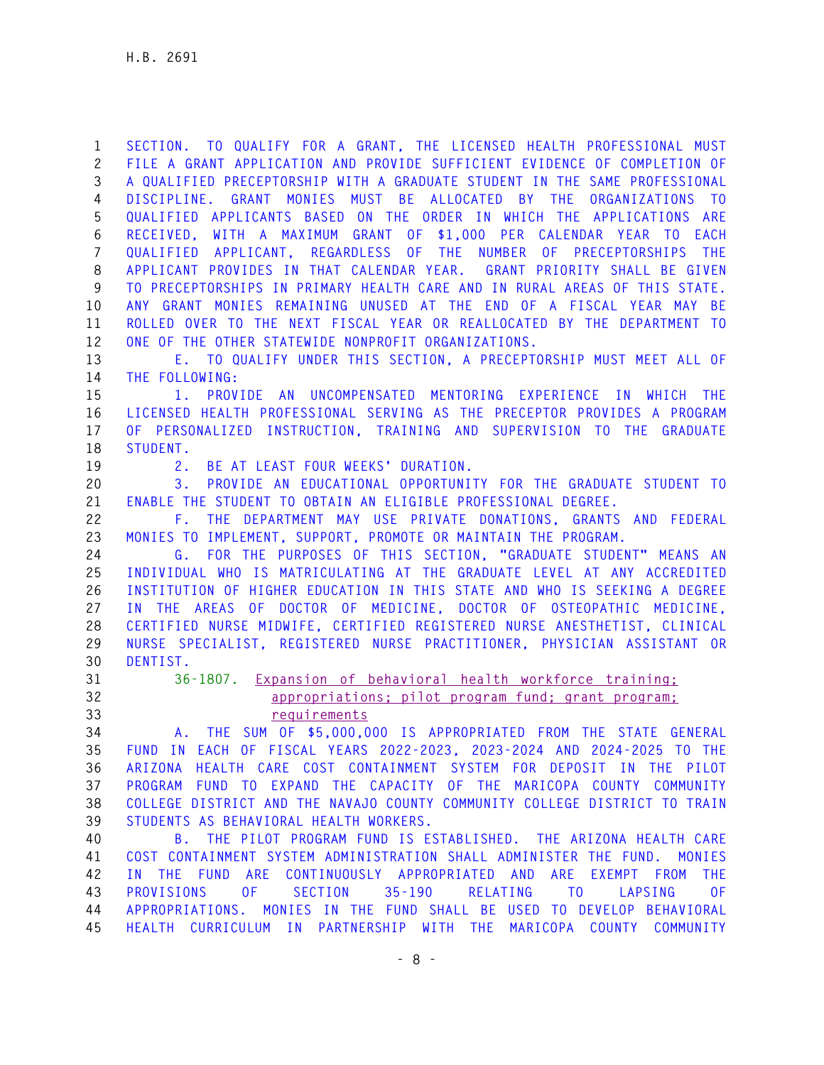SECTION. TO QUALIFY FOR A GRANT, THE LICENSED HEALTH PROFESSIONAL MUST FILE A GRANT APPLICATION AND PROVIDE SUFFICIENT EVIDENCE OF COMPLETION OF A QUALIFIED PRECEPTORSHIP WITH A GRADUATE STUDENT IN THE SAME PROFESSIONAL DISCIPLINE. GRANT MONIES MUST BE ALLOCATED BY THE ORGANIZATIONS TO QUALIFIED APPLICANTS BASED ON THE ORDER IN WHICH THE APPLICATIONS ARE RECEIVED, WITH A MAXIMUM GRANT OF $1,000 PER CALENDAR YEAR TO EACH QUALIFIED APPLICANT, REGARDLESS OF THE NUMBER OF PRECEPTORSHIPS THE APPLICANT PROVIDES IN THAT CALENDAR YEAR. GRANT PRIORITY SHALL BE GIVEN TO PRECEPTORSHIPS IN PRIMARY HEALTH CARE AND IN RURAL AREAS OF THIS STATE. ANY GRANT MONIES REMAINING UNUSED AT THE END OF A FISCAL YEAR MAY BE ROLLED OVER TO THE NEXT FISCAL YEAR OR REALLOCATED BY THE DEPARTMENT TO ONE OF THE OTHER STATEWIDE NONPROFIT ORGANIZATIONS.

E. TO QUALIFY UNDER THIS SECTION, A PRECEPTORSHIP MUST MEET ALL OF THE FOLLOWING:

1. PROVIDE AN UNCOMPENSATED MENTORING EXPERIENCE IN WHICH THE LICENSED HEALTH PROFESSIONAL SERVING AS THE PRECEPTOR PROVIDES A PROGRAM OF PERSONALIZED INSTRUCTION, TRAINING AND SUPERVISION TO THE GRADUATE STUDENT.

2. BE AT LEAST FOUR WEEKS' DURATION.

3. PROVIDE AN EDUCATIONAL OPPORTUNITY FOR THE GRADUATE STUDENT TO ENABLE THE STUDENT TO OBTAIN AN ELIGIBLE PROFESSIONAL DEGREE.

F. THE DEPARTMENT MAY USE PRIVATE DONATIONS, GRANTS AND FEDERAL MONIES TO IMPLEMENT, SUPPORT, PROMOTE OR MAINTAIN THE PROGRAM.

G. FOR THE PURPOSES OF THIS SECTION, "GRADUATE STUDENT" MEANS AN INDIVIDUAL WHO IS MATRICULATING AT THE GRADUATE LEVEL AT ANY ACCREDITED INSTITUTION OF HIGHER EDUCATION IN THIS STATE AND WHO IS SEEKING A DEGREE IN THE AREAS OF DOCTOR OF MEDICINE, DOCTOR OF OSTEOPATHIC MEDICINE, CERTIFIED NURSE MIDWIFE, CERTIFIED REGISTERED NURSE ANESTHETIST, CLINICAL NURSE SPECIALIST, REGISTERED NURSE PRACTITIONER, PHYSICIAN ASSISTANT OR DENTIST.

36-1807. Expansion of behavioral health workforce training; appropriations; pilot program fund; grant program; requirements

A. THE SUM OF $5,000,000 IS APPROPRIATED FROM THE STATE GENERAL FUND IN EACH OF FISCAL YEARS 2022-2023, 2023-2024 AND 2024-2025 TO THE ARIZONA HEALTH CARE COST CONTAINMENT SYSTEM FOR DEPOSIT IN THE PILOT PROGRAM FUND TO EXPAND THE CAPACITY OF THE MARICOPA COUNTY COMMUNITY COLLEGE DISTRICT AND THE NAVAJO COUNTY COMMUNITY COLLEGE DISTRICT TO TRAIN STUDENTS AS BEHAVIORAL HEALTH WORKERS.

B. THE PILOT PROGRAM FUND IS ESTABLISHED. THE ARIZONA HEALTH CARE COST CONTAINMENT SYSTEM ADMINISTRATION SHALL ADMINISTER THE FUND. MONIES IN THE FUND ARE CONTINUOUSLY APPROPRIATED AND ARE EXEMPT FROM THE PROVISIONS OF SECTION 35-190 RELATING TO LAPSING OF APPROPRIATIONS. MONIES IN THE FUND SHALL BE USED TO DEVELOP BEHAVIORAL HEALTH CURRICULUM IN PARTNERSHIP WITH THE MARICOPA COUNTY COMMUNITY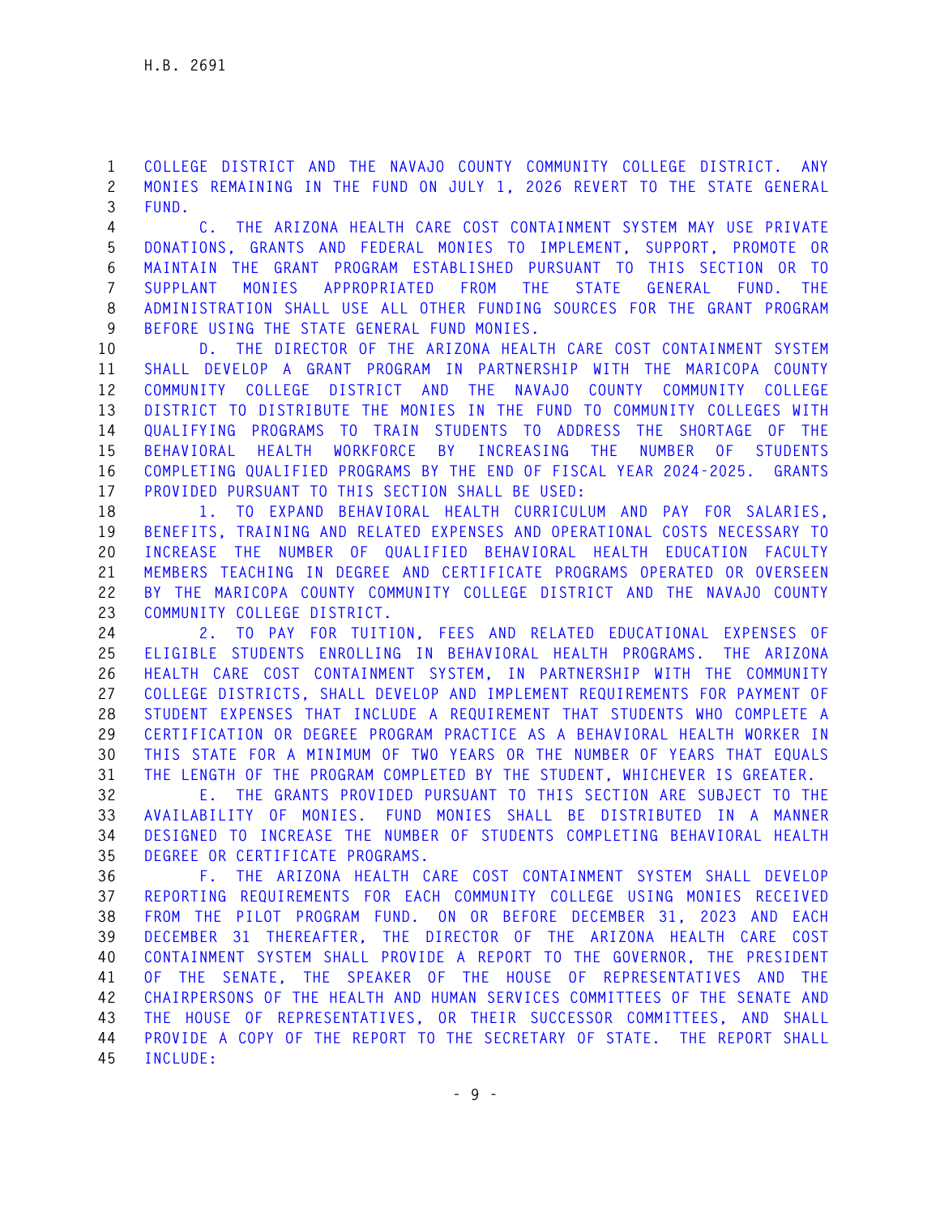COLLEGE DISTRICT AND THE NAVAJO COUNTY COMMUNITY COLLEGE DISTRICT. ANY MONIES REMAINING IN THE FUND ON JULY 1, 2026 REVERT TO THE STATE GENERAL FUND.

C. THE ARIZONA HEALTH CARE COST CONTAINMENT SYSTEM MAY USE PRIVATE DONATIONS, GRANTS AND FEDERAL MONIES TO IMPLEMENT, SUPPORT, PROMOTE OR MAINTAIN THE GRANT PROGRAM ESTABLISHED PURSUANT TO THIS SECTION OR TO SUPPLANT MONIES APPROPRIATED FROM THE STATE GENERAL FUND. THE ADMINISTRATION SHALL USE ALL OTHER FUNDING SOURCES FOR THE GRANT PROGRAM BEFORE USING THE STATE GENERAL FUND MONIES.

D. THE DIRECTOR OF THE ARIZONA HEALTH CARE COST CONTAINMENT SYSTEM SHALL DEVELOP A GRANT PROGRAM IN PARTNERSHIP WITH THE MARICOPA COUNTY COMMUNITY COLLEGE DISTRICT AND THE NAVAJO COUNTY COMMUNITY COLLEGE DISTRICT TO DISTRIBUTE THE MONIES IN THE FUND TO COMMUNITY COLLEGES WITH QUALIFYING PROGRAMS TO TRAIN STUDENTS TO ADDRESS THE SHORTAGE OF THE BEHAVIORAL HEALTH WORKFORCE BY INCREASING THE NUMBER OF STUDENTS COMPLETING QUALIFIED PROGRAMS BY THE END OF FISCAL YEAR 2024-2025. GRANTS PROVIDED PURSUANT TO THIS SECTION SHALL BE USED:

1. TO EXPAND BEHAVIORAL HEALTH CURRICULUM AND PAY FOR SALARIES, BENEFITS, TRAINING AND RELATED EXPENSES AND OPERATIONAL COSTS NECESSARY TO INCREASE THE NUMBER OF QUALIFIED BEHAVIORAL HEALTH EDUCATION FACULTY MEMBERS TEACHING IN DEGREE AND CERTIFICATE PROGRAMS OPERATED OR OVERSEEN BY THE MARICOPA COUNTY COMMUNITY COLLEGE DISTRICT AND THE NAVAJO COUNTY COMMUNITY COLLEGE DISTRICT.

2. TO PAY FOR TUITION, FEES AND RELATED EDUCATIONAL EXPENSES OF ELIGIBLE STUDENTS ENROLLING IN BEHAVIORAL HEALTH PROGRAMS. THE ARIZONA HEALTH CARE COST CONTAINMENT SYSTEM, IN PARTNERSHIP WITH THE COMMUNITY COLLEGE DISTRICTS, SHALL DEVELOP AND IMPLEMENT REQUIREMENTS FOR PAYMENT OF STUDENT EXPENSES THAT INCLUDE A REQUIREMENT THAT STUDENTS WHO COMPLETE A CERTIFICATION OR DEGREE PROGRAM PRACTICE AS A BEHAVIORAL HEALTH WORKER IN THIS STATE FOR A MINIMUM OF TWO YEARS OR THE NUMBER OF YEARS THAT EQUALS THE LENGTH OF THE PROGRAM COMPLETED BY THE STUDENT, WHICHEVER IS GREATER.

E. THE GRANTS PROVIDED PURSUANT TO THIS SECTION ARE SUBJECT TO THE AVAILABILITY OF MONIES. FUND MONIES SHALL BE DISTRIBUTED IN A MANNER DESIGNED TO INCREASE THE NUMBER OF STUDENTS COMPLETING BEHAVIORAL HEALTH DEGREE OR CERTIFICATE PROGRAMS.

F. THE ARIZONA HEALTH CARE COST CONTAINMENT SYSTEM SHALL DEVELOP REPORTING REQUIREMENTS FOR EACH COMMUNITY COLLEGE USING MONIES RECEIVED FROM THE PILOT PROGRAM FUND. ON OR BEFORE DECEMBER 31, 2023 AND EACH DECEMBER 31 THEREAFTER, THE DIRECTOR OF THE ARIZONA HEALTH CARE COST CONTAINMENT SYSTEM SHALL PROVIDE A REPORT TO THE GOVERNOR, THE PRESIDENT OF THE SENATE, THE SPEAKER OF THE HOUSE OF REPRESENTATIVES AND THE CHAIRPERSONS OF THE HEALTH AND HUMAN SERVICES COMMITTEES OF THE SENATE AND THE HOUSE OF REPRESENTATIVES, OR THEIR SUCCESSOR COMMITTEES, AND SHALL PROVIDE A COPY OF THE REPORT TO THE SECRETARY OF STATE. THE REPORT SHALL INCLUDE: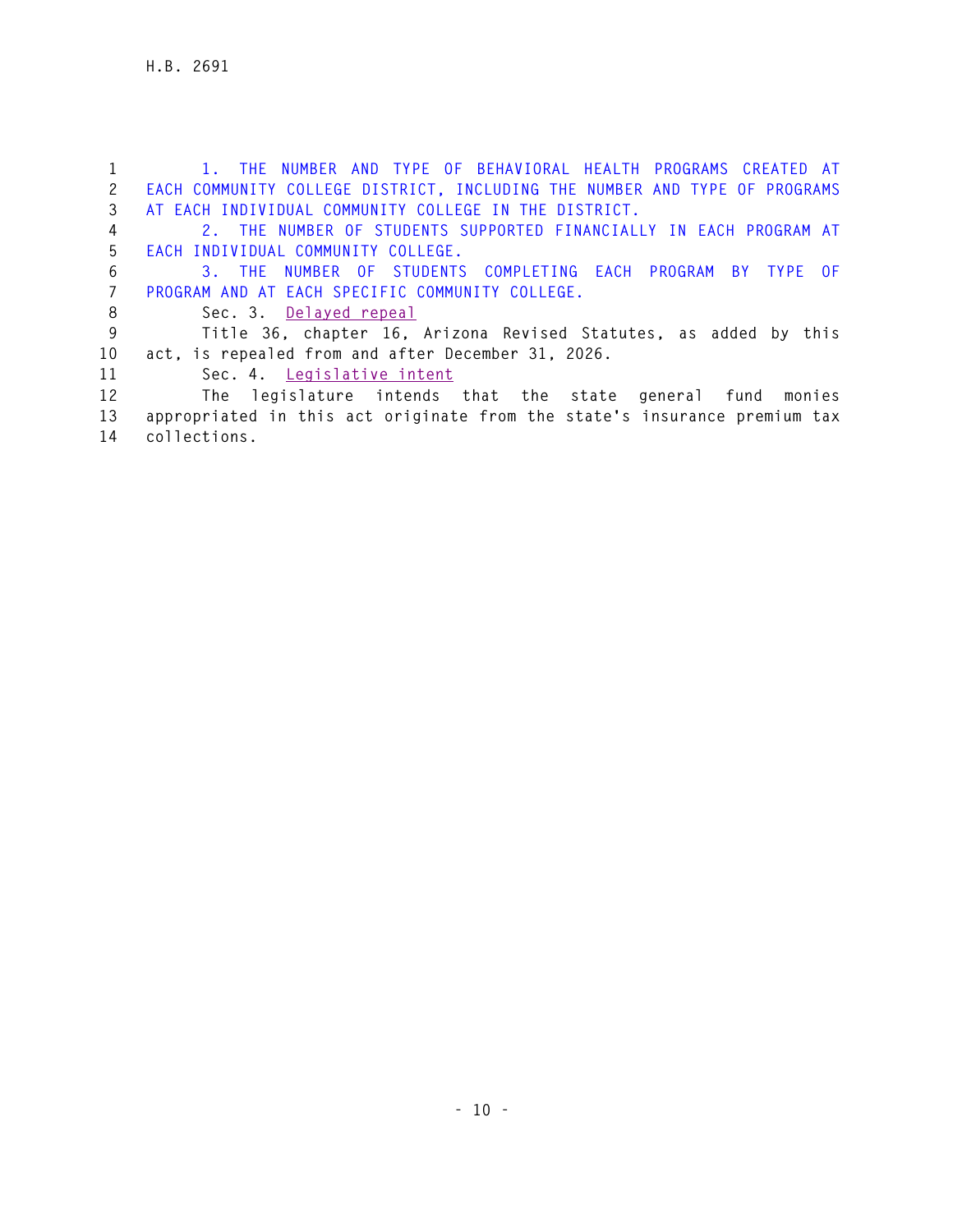1. THE NUMBER AND TYPE OF BEHAVIORAL HEALTH PROGRAMS CREATED AT EACH COMMUNITY COLLEGE DISTRICT, INCLUDING THE NUMBER AND TYPE OF PROGRAMS AT EACH INDIVIDUAL COMMUNITY COLLEGE IN THE DISTRICT.

2. THE NUMBER OF STUDENTS SUPPORTED FINANCIALLY IN EACH PROGRAM AT EACH INDIVIDUAL COMMUNITY COLLEGE.

3. THE NUMBER OF STUDENTS COMPLETING EACH PROGRAM BY TYPE OF PROGRAM AND AT EACH SPECIFIC COMMUNITY COLLEGE.

Sec. 3. Delayed repeal

Title 36, chapter 16, Arizona Revised Statutes, as added by this act, is repealed from and after December 31, 2026.

Sec. 4. Legislative intent

The legislature intends that the state general fund monies appropriated in this act originate from the state's insurance premium tax collections.